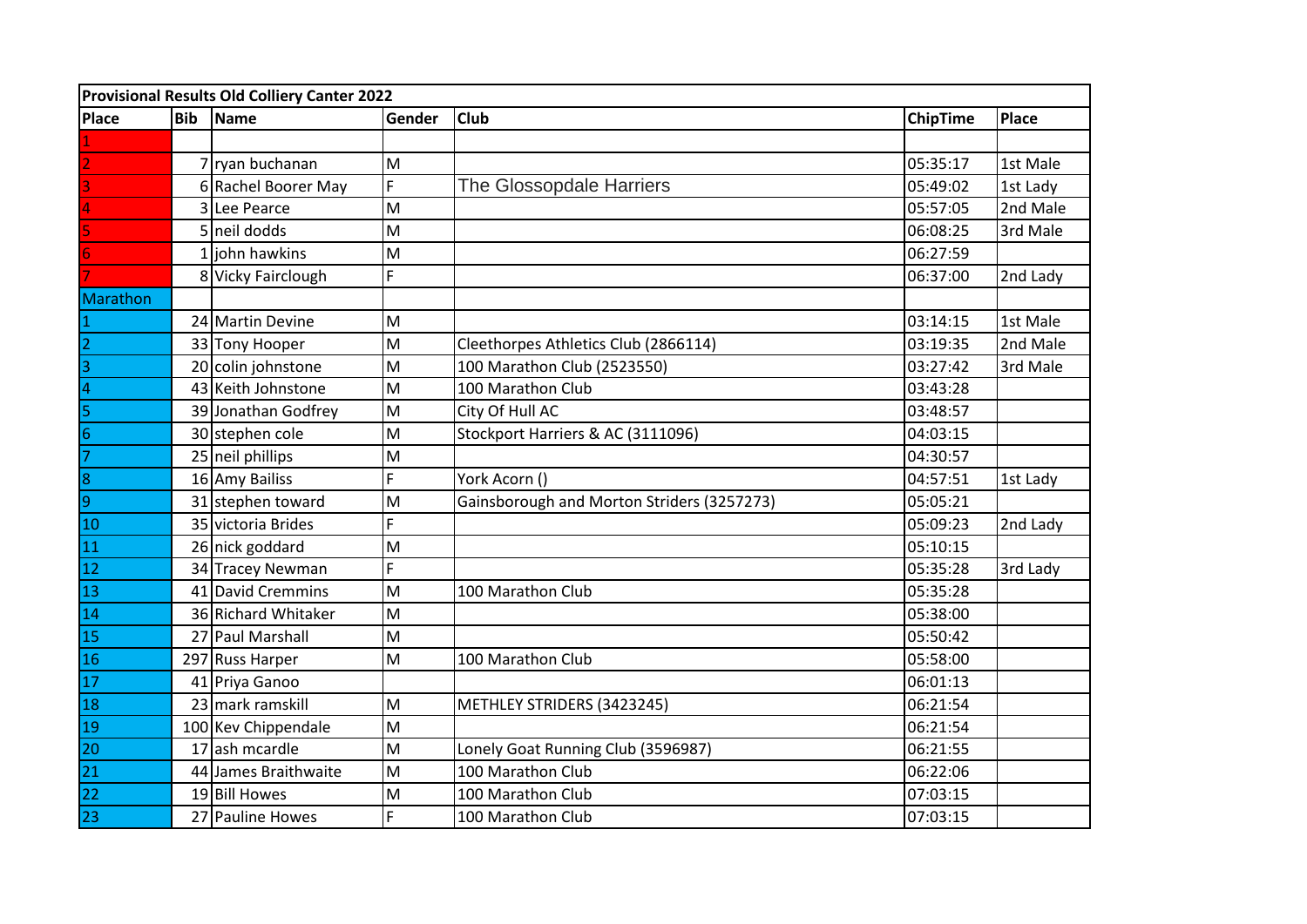| Provisional Results Old Colliery Canter 2022 | | | | | | |
|---|---|---|---|---|---|---|
| Place | Bib | Name | Gender | Club | ChipTime | Place |
| 1 | | | | | | |
| 2 | 7 | ryan buchanan | M | | 05:35:17 | 1st Male |
| 3 | 6 | Rachel Boorer May | F | The Glossopdale Harriers | 05:49:02 | 1st Lady |
| 4 | 3 | Lee Pearce | M | | 05:57:05 | 2nd Male |
| 5 | 5 | neil dodds | M | | 06:08:25 | 3rd Male |
| 6 | 1 | john hawkins | M | | 06:27:59 | |
| 7 | 8 | Vicky Fairclough | F | | 06:37:00 | 2nd Lady |
| Marathon | | | | | | |
| 1 | 24 | Martin Devine | M | | 03:14:15 | 1st Male |
| 2 | 33 | Tony Hooper | M | Cleethorpes Athletics Club (2866114) | 03:19:35 | 2nd Male |
| 3 | 20 | colin johnstone | M | 100 Marathon Club (2523550) | 03:27:42 | 3rd Male |
| 4 | 43 | Keith Johnstone | M | 100 Marathon Club | 03:43:28 | |
| 5 | 39 | Jonathan Godfrey | M | City Of Hull AC | 03:48:57 | |
| 6 | 30 | stephen cole | M | Stockport Harriers & AC (3111096) | 04:03:15 | |
| 7 | 25 | neil phillips | M | | 04:30:57 | |
| 8 | 16 | Amy Bailiss | F | York Acorn () | 04:57:51 | 1st Lady |
| 9 | 31 | stephen toward | M | Gainsborough and Morton Striders (3257273) | 05:05:21 | |
| 10 | 35 | victoria Brides | F | | 05:09:23 | 2nd Lady |
| 11 | 26 | nick goddard | M | | 05:10:15 | |
| 12 | 34 | Tracey Newman | F | | 05:35:28 | 3rd Lady |
| 13 | 41 | David Cremmins | M | 100 Marathon Club | 05:35:28 | |
| 14 | 36 | Richard Whitaker | M | | 05:38:00 | |
| 15 | 27 | Paul Marshall | M | | 05:50:42 | |
| 16 | 297 | Russ Harper | M | 100 Marathon Club | 05:58:00 | |
| 17 | 41 | Priya Ganoo | | | 06:01:13 | |
| 18 | 23 | mark ramskill | M | METHLEY STRIDERS (3423245) | 06:21:54 | |
| 19 | 100 | Kev Chippendale | M | | 06:21:54 | |
| 20 | 17 | ash mcardle | M | Lonely Goat Running Club (3596987) | 06:21:55 | |
| 21 | 44 | James Braithwaite | M | 100 Marathon Club | 06:22:06 | |
| 22 | 19 | Bill Howes | M | 100 Marathon Club | 07:03:15 | |
| 23 | 27 | Pauline Howes | F | 100 Marathon Club | 07:03:15 | |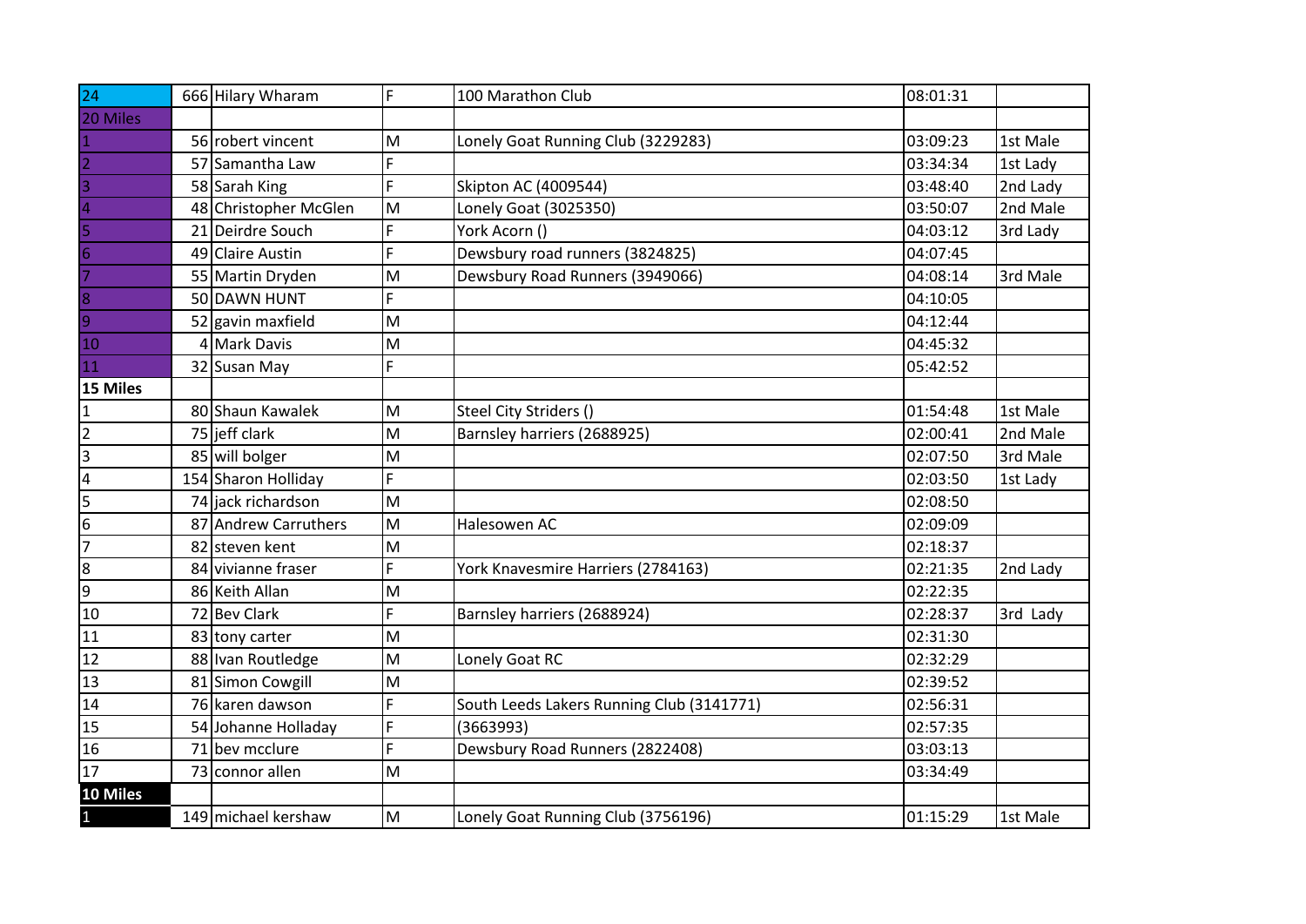| 24 | 666 | Hilary Wharam | F | 100 Marathon Club | 08:01:31 | |
|---|---|---|---|---|---|---|
| **20 Miles** | | | | | | |
| 1 | 56 | robert vincent | M | Lonely Goat Running Club (3229283) | 03:09:23 | 1st Male |
| 2 | 57 | Samantha Law | F | | 03:34:34 | 1st Lady |
| 3 | 58 | Sarah King | F | Skipton AC (4009544) | 03:48:40 | 2nd Lady |
| 4 | 48 | Christopher McGlen | M | Lonely Goat (3025350) | 03:50:07 | 2nd Male |
| 5 | 21 | Deirdre Souch | F | York Acorn () | 04:03:12 | 3rd Lady |
| 6 | 49 | Claire Austin | F | Dewsbury road runners (3824825) | 04:07:45 | |
| 7 | 55 | Martin Dryden | M | Dewsbury Road Runners (3949066) | 04:08:14 | 3rd Male |
| 8 | 50 | DAWN HUNT | F | | 04:10:05 | |
| 9 | 52 | gavin maxfield | M | | 04:12:44 | |
| 10 | 4 | Mark Davis | M | | 04:45:32 | |
| 11 | 32 | Susan May | F | | 05:42:52 | |
| **15 Miles** | | | | | | |
| 1 | 80 | Shaun Kawalek | M | Steel City Striders () | 01:54:48 | 1st Male |
| 2 | 75 | jeff clark | M | Barnsley harriers (2688925) | 02:00:41 | 2nd Male |
| 3 | 85 | will bolger | M | | 02:07:50 | 3rd Male |
| 4 | 154 | Sharon Holliday | F | | 02:03:50 | 1st Lady |
| 5 | 74 | jack richardson | M | | 02:08:50 | |
| 6 | 87 | Andrew Carruthers | M | Halesowen AC | 02:09:09 | |
| 7 | 82 | steven kent | M | | 02:18:37 | |
| 8 | 84 | vivianne fraser | F | York Knavesmire Harriers (2784163) | 02:21:35 | 2nd Lady |
| 9 | 86 | Keith Allan | M | | 02:22:35 | |
| 10 | 72 | Bev Clark | F | Barnsley harriers (2688924) | 02:28:37 | 3rd Lady |
| 11 | 83 | tony carter | M | | 02:31:30 | |
| 12 | 88 | Ivan Routledge | M | Lonely Goat RC | 02:32:29 | |
| 13 | 81 | Simon Cowgill | M | | 02:39:52 | |
| 14 | 76 | karen dawson | F | South Leeds Lakers Running Club (3141771) | 02:56:31 | |
| 15 | 54 | Johanne Holladay | F | (3663993) | 02:57:35 | |
| 16 | 71 | bev mcclure | F | Dewsbury Road Runners (2822408) | 03:03:13 | |
| 17 | 73 | connor allen | M | | 03:34:49 | |
| **10 Miles** | | | | | | |
| 1 | 149 | michael kershaw | M | Lonely Goat Running Club (3756196) | 01:15:29 | 1st Male |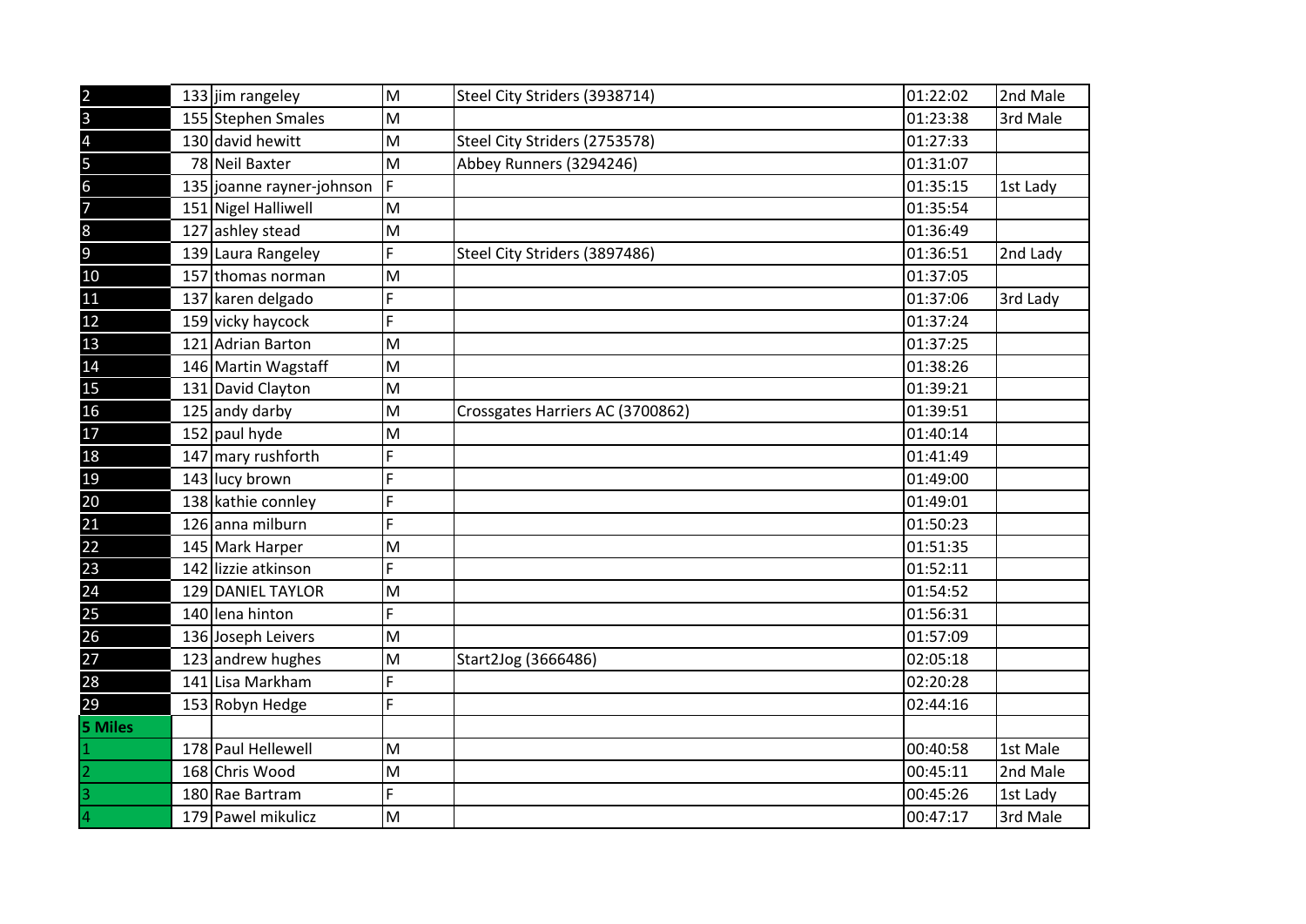| | | | | | | |
|---|---|---|---|---|---|---|
| 2 | 133 | jim rangeley | M | Steel City Striders (3938714) | 01:22:02 | 2nd Male |
| 3 | 155 | Stephen Smales | M | | 01:23:38 | 3rd Male |
| 4 | 130 | david hewitt | M | Steel City Striders (2753578) | 01:27:33 | |
| 5 | 78 | Neil Baxter | M | Abbey Runners (3294246) | 01:31:07 | |
| 6 | 135 | joanne rayner-johnson | F | | 01:35:15 | 1st Lady |
| 7 | 151 | Nigel Halliwell | M | | 01:35:54 | |
| 8 | 127 | ashley stead | M | | 01:36:49 | |
| 9 | 139 | Laura Rangeley | F | Steel City Striders (3897486) | 01:36:51 | 2nd Lady |
| 10 | 157 | thomas norman | M | | 01:37:05 | |
| 11 | 137 | karen delgado | F | | 01:37:06 | 3rd Lady |
| 12 | 159 | vicky haycock | F | | 01:37:24 | |
| 13 | 121 | Adrian Barton | M | | 01:37:25 | |
| 14 | 146 | Martin Wagstaff | M | | 01:38:26 | |
| 15 | 131 | David Clayton | M | | 01:39:21 | |
| 16 | 125 | andy darby | M | Crossgates Harriers AC (3700862) | 01:39:51 | |
| 17 | 152 | paul hyde | M | | 01:40:14 | |
| 18 | 147 | mary rushforth | F | | 01:41:49 | |
| 19 | 143 | lucy brown | F | | 01:49:00 | |
| 20 | 138 | kathie connley | F | | 01:49:01 | |
| 21 | 126 | anna milburn | F | | 01:50:23 | |
| 22 | 145 | Mark Harper | M | | 01:51:35 | |
| 23 | 142 | lizzie atkinson | F | | 01:52:11 | |
| 24 | 129 | DANIEL TAYLOR | M | | 01:54:52 | |
| 25 | 140 | lena hinton | F | | 01:56:31 | |
| 26 | 136 | Joseph Leivers | M | | 01:57:09 | |
| 27 | 123 | andrew hughes | M | Start2Jog (3666486) | 02:05:18 | |
| 28 | 141 | Lisa Markham | F | | 02:20:28 | |
| 29 | 153 | Robyn Hedge | F | | 02:44:16 | |
| **5 Miles** | | | | | | |
| 1 | 178 | Paul Hellewell | M | | 00:40:58 | 1st Male |
| 2 | 168 | Chris Wood | M | | 00:45:11 | 2nd Male |
| 3 | 180 | Rae Bartram | F | | 00:45:26 | 1st Lady |
| 4 | 179 | Pawel mikulicz | M | | 00:47:17 | 3rd Male |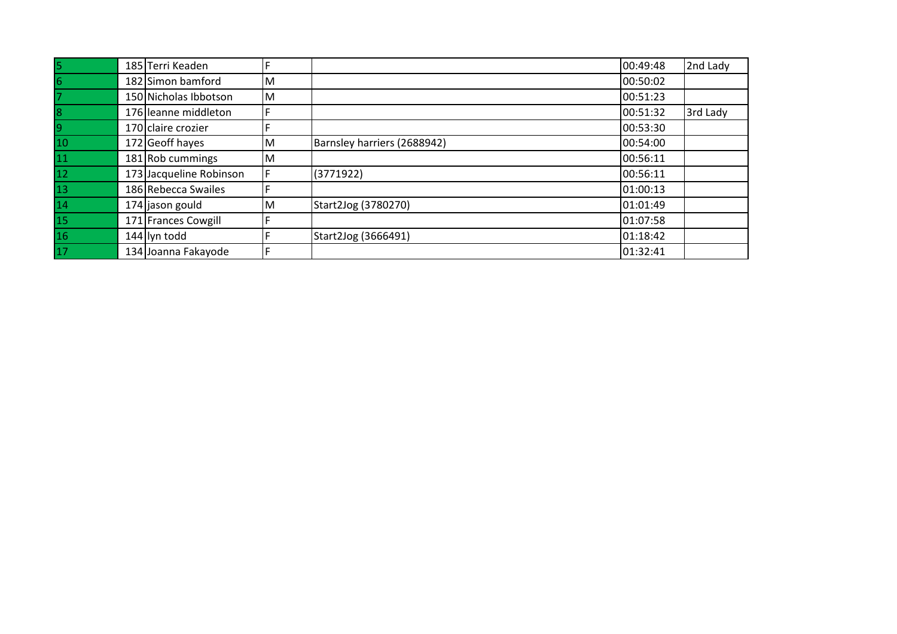| | | | | | | |
|---|---|---|---|---|---|---|
| 5 | 185 | Terri Keaden | F | | 00:49:48 | 2nd Lady |
| 6 | 182 | Simon bamford | M | | 00:50:02 | |
| 7 | 150 | Nicholas Ibbotson | M | | 00:51:23 | |
| 8 | 176 | leanne middleton | F | | 00:51:32 | 3rd Lady |
| 9 | 170 | claire crozier | F | | 00:53:30 | |
| 10 | 172 | Geoff hayes | M | Barnsley harriers (2688942) | 00:54:00 | |
| 11 | 181 | Rob cummings | M | | 00:56:11 | |
| 12 | 173 | Jacqueline Robinson | F | (3771922) | 00:56:11 | |
| 13 | 186 | Rebecca Swailes | F | | 01:00:13 | |
| 14 | 174 | jason gould | M | Start2Jog (3780270) | 01:01:49 | |
| 15 | 171 | Frances Cowgill | F | | 01:07:58 | |
| 16 | 144 | lyn todd | F | Start2Jog (3666491) | 01:18:42 | |
| 17 | 134 | Joanna Fakayode | F | | 01:32:41 | |